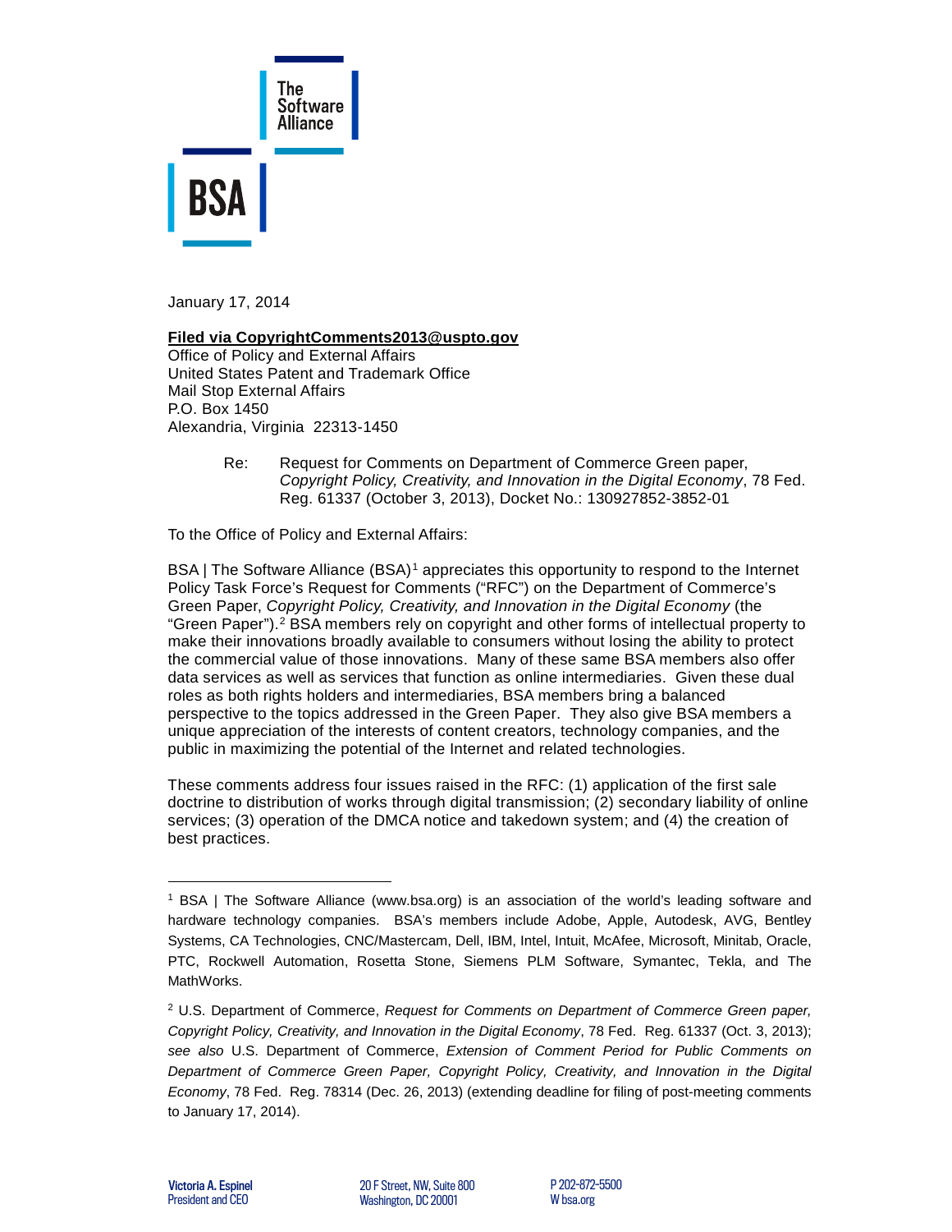The Software Alliance

BSA

January 17, 2014

**Filed via CopyrightComments2013@uspto.gov**
Office of Policy and External Affairs
United States Patent and Trademark Office
Mail Stop External Affairs
P.O. Box 1450
Alexandria, Virginia 22313-1450

> Re: Request for Comments on Department of Commerce Green paper, *Copyright Policy, Creativity, and Innovation in the Digital Economy*, 78 Fed. Reg. 61337 (October 3, 2013), Docket No.: 130927852-3852-01

To the Office of Policy and External Affairs:

BSA | The Software Alliance (BSA)[1] appreciates this opportunity to respond to the Internet Policy Task Force's Request for Comments ("RFC") on the Department of Commerce's Green Paper, *Copyright Policy, Creativity, and Innovation in the Digital Economy* (the "Green Paper").[2] BSA members rely on copyright and other forms of intellectual property to make their innovations broadly available to consumers without losing the ability to protect the commercial value of those innovations. Many of these same BSA members also offer data services as well as services that function as online intermediaries. Given these dual roles as both rights holders and intermediaries, BSA members bring a balanced perspective to the topics addressed in the Green Paper. They also give BSA members a unique appreciation of the interests of content creators, technology companies, and the public in maximizing the potential of the Internet and related technologies.

These comments address four issues raised in the RFC: (1) application of the first sale doctrine to distribution of works through digital transmission; (2) secondary liability of online services; (3) operation of the DMCA notice and takedown system; and (4) the creation of best practices.

---

[1] BSA | The Software Alliance (www.bsa.org) is an association of the world's leading software and hardware technology companies. BSA's members include Adobe, Apple, Autodesk, AVG, Bentley Systems, CA Technologies, CNC/Mastercam, Dell, IBM, Intel, Intuit, McAfee, Microsoft, Minitab, Oracle, PTC, Rockwell Automation, Rosetta Stone, Siemens PLM Software, Symantec, Tekla, and The MathWorks.

[2] U.S. Department of Commerce, *Request for Comments on Department of Commerce Green paper, Copyright Policy, Creativity, and Innovation in the Digital Economy*, 78 Fed. Reg. 61337 (Oct. 3, 2013); *see also* U.S. Department of Commerce, *Extension of Comment Period for Public Comments on Department of Commerce Green Paper, Copyright Policy, Creativity, and Innovation in the Digital Economy*, 78 Fed. Reg. 78314 (Dec. 26, 2013) (extending deadline for filing of post-meeting comments to January 17, 2014).

Victoria A. Espinel
President and CEO

20 F Street, NW, Suite 800
Washington, DC 20001

P 202-872-5500
W bsa.org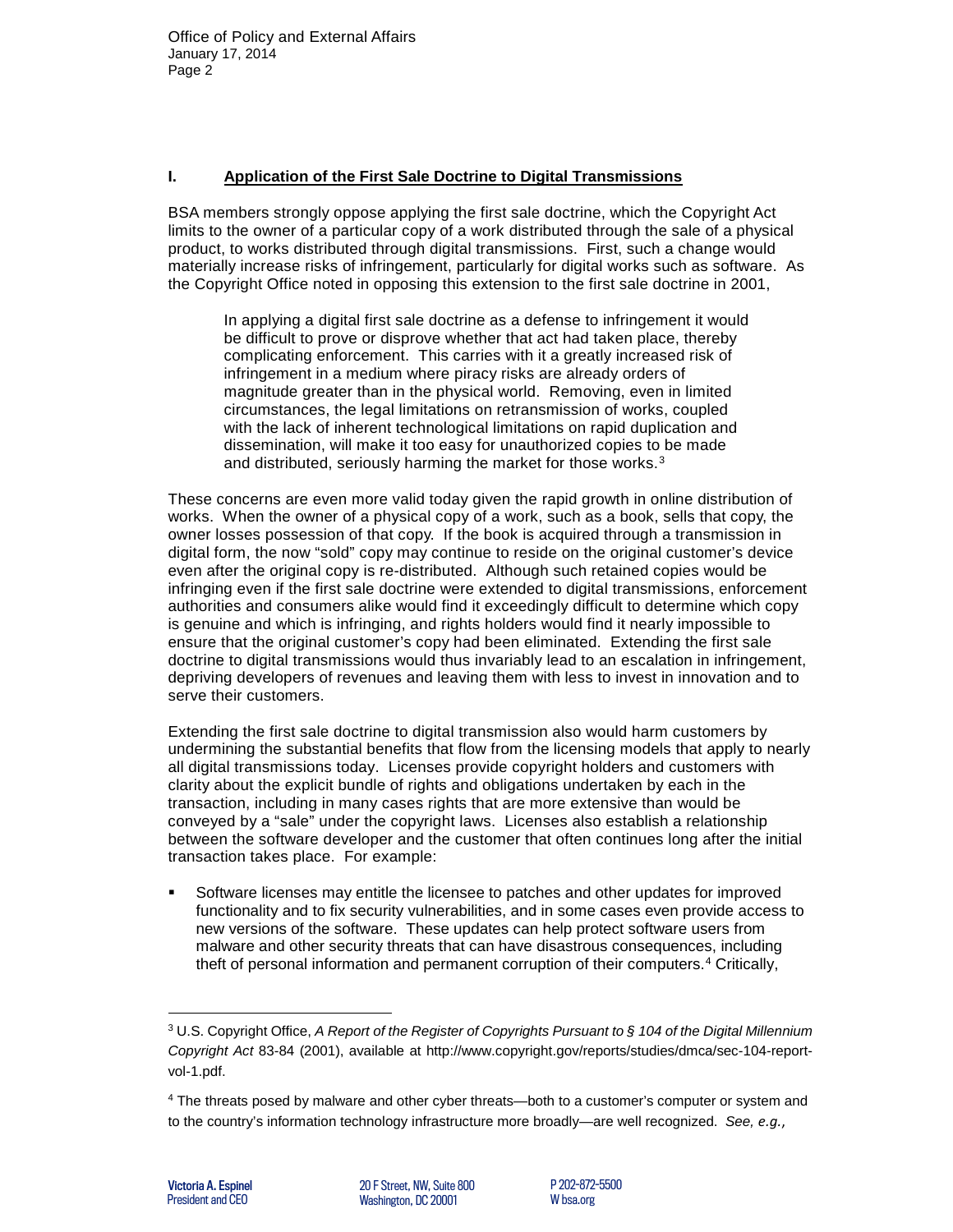## I. Application of the First Sale Doctrine to Digital Transmissions

BSA members strongly oppose applying the first sale doctrine, which the Copyright Act limits to the owner of a particular copy of a work distributed through the sale of a physical product, to works distributed through digital transmissions. First, such a change would materially increase risks of infringement, particularly for digital works such as software. As the Copyright Office noted in opposing this extension to the first sale doctrine in 2001,

> In applying a digital first sale doctrine as a defense to infringement it would be difficult to prove or disprove whether that act had taken place, thereby complicating enforcement. This carries with it a greatly increased risk of infringement in a medium where piracy risks are already orders of magnitude greater than in the physical world. Removing, even in limited circumstances, the legal limitations on retransmission of works, coupled with the lack of inherent technological limitations on rapid duplication and dissemination, will make it too easy for unauthorized copies to be made and distributed, seriously harming the market for those works.[3]

These concerns are even more valid today given the rapid growth in online distribution of works. When the owner of a physical copy of a work, such as a book, sells that copy, the owner losses possession of that copy. If the book is acquired through a transmission in digital form, the "sold" copy may continue to reside on the original customer's device even after the original copy is re-distributed. Although such retained copies would be infringing even if the first sale doctrine were extended to digital transmissions, enforcement authorities and consumers alike would find it exceedingly difficult to determine which copy is genuine and which is infringing, and rights holders would find it nearly impossible to ensure that the original customer's copy had been eliminated. Extending the first sale doctrine to digital transmissions would thus invariably lead to an escalation in infringement, depriving developers of revenues and leaving them with less to invest in innovation and to serve their customers.

Extending the first sale doctrine to digital transmission also would harm customers by undermining the substantial benefits that flow from the licensing models that apply to nearly all digital transmissions today. Licenses provide copyright holders and customers with clarity about the explicit bundle of rights and obligations undertaken by each in the transaction, including in many cases rights that are more extensive than would be conveyed by a "sale" under the copyright laws. Licenses also establish a relationship between the software developer and the customer that often continues long after the initial transaction takes place. For example:

- Software licenses may entitle the licensee to patches and other updates for improved functionality and to fix security vulnerabilities, and in some cases even provide access to new versions of the software. These updates can help protect software users from malware and other security threats that can have disastrous consequences, including theft of personal information and permanent corruption of their computers.[4] Critically,

---

[3] U.S. Copyright Office, *A Report of the Register of Copyrights Pursuant to § 104 of the Digital Millennium Copyright Act* 83-84 (2001), available at http://www.copyright.gov/reports/studies/dmca/sec-104-report-vol-1.pdf.

[4] The threats posed by malware and other cyber threats—both to a customer's computer or system and to the country's information technology infrastructure more broadly—are well recognized. *See, e.g.,*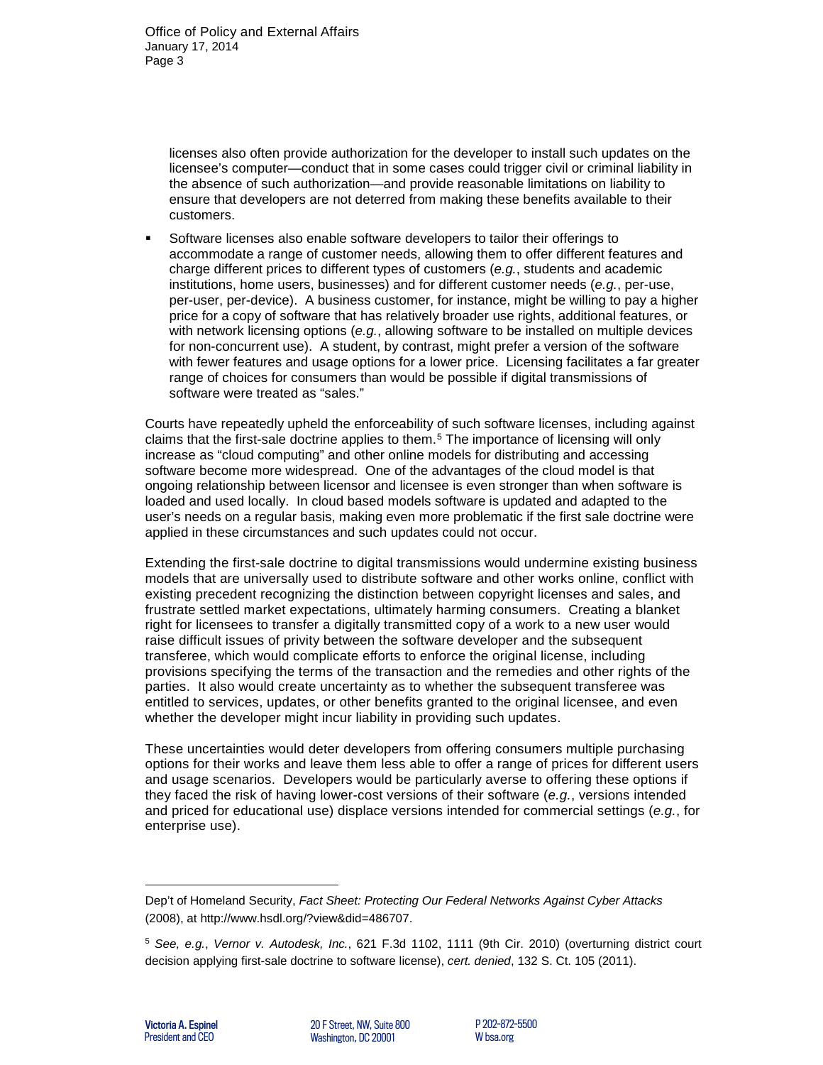licenses also often provide authorization for the developer to install such updates on the licensee's computer—conduct that in some cases could trigger civil or criminal liability in the absence of such authorization—and provide reasonable limitations on liability to ensure that developers are not deterred from making these benefits available to their customers.

- Software licenses also enable software developers to tailor their offerings to accommodate a range of customer needs, allowing them to offer different features and charge different prices to different types of customers (*e.g.*, students and academic institutions, home users, businesses) and for different customer needs (*e.g.*, per-use, per-user, per-device). A business customer, for instance, might be willing to pay a higher price for a copy of software that has relatively broader use rights, additional features, or with network licensing options (*e.g.*, allowing software to be installed on multiple devices for non-concurrent use). A student, by contrast, might prefer a version of the software with fewer features and usage options for a lower price. Licensing facilitates a far greater range of choices for consumers than would be possible if digital transmissions of software were treated as "sales."

Courts have repeatedly upheld the enforceability of such software licenses, including against claims that the first-sale doctrine applies to them.[5] The importance of licensing will only increase as "cloud computing" and other online models for distributing and accessing software become more widespread. One of the advantages of the cloud model is that ongoing relationship between licensor and licensee is even stronger than when software is loaded and used locally. In cloud based models software is updated and adapted to the user's needs on a regular basis, making even more problematic if the first sale doctrine were applied in these circumstances and such updates could not occur.

Extending the first-sale doctrine to digital transmissions would undermine existing business models that are universally used to distribute software and other works online, conflict with existing precedent recognizing the distinction between copyright licenses and sales, and frustrate settled market expectations, ultimately harming consumers. Creating a blanket right for licensees to transfer a digitally transmitted copy of a work to a new user would raise difficult issues of privity between the software developer and the subsequent transferee, which would complicate efforts to enforce the original license, including provisions specifying the terms of the transaction and the remedies and other rights of the parties. It also would create uncertainty as to whether the subsequent transferee was entitled to services, updates, or other benefits granted to the original licensee, and even whether the developer might incur liability in providing such updates.

These uncertainties would deter developers from offering consumers multiple purchasing options for their works and leave them less able to offer a range of prices for different users and usage scenarios. Developers would be particularly averse to offering these options if they faced the risk of having lower-cost versions of their software (*e.g.*, versions intended and priced for educational use) displace versions intended for commercial settings (*e.g.*, for enterprise use).

---

Dep't of Homeland Security, *Fact Sheet: Protecting Our Federal Networks Against Cyber Attacks* (2008), at http://www.hsdl.org/?view&did=486707.

[5] *See, e.g.*, *Vernor v. Autodesk, Inc.*, 621 F.3d 1102, 1111 (9th Cir. 2010) (overturning district court decision applying first-sale doctrine to software license), *cert. denied*, 132 S. Ct. 105 (2011).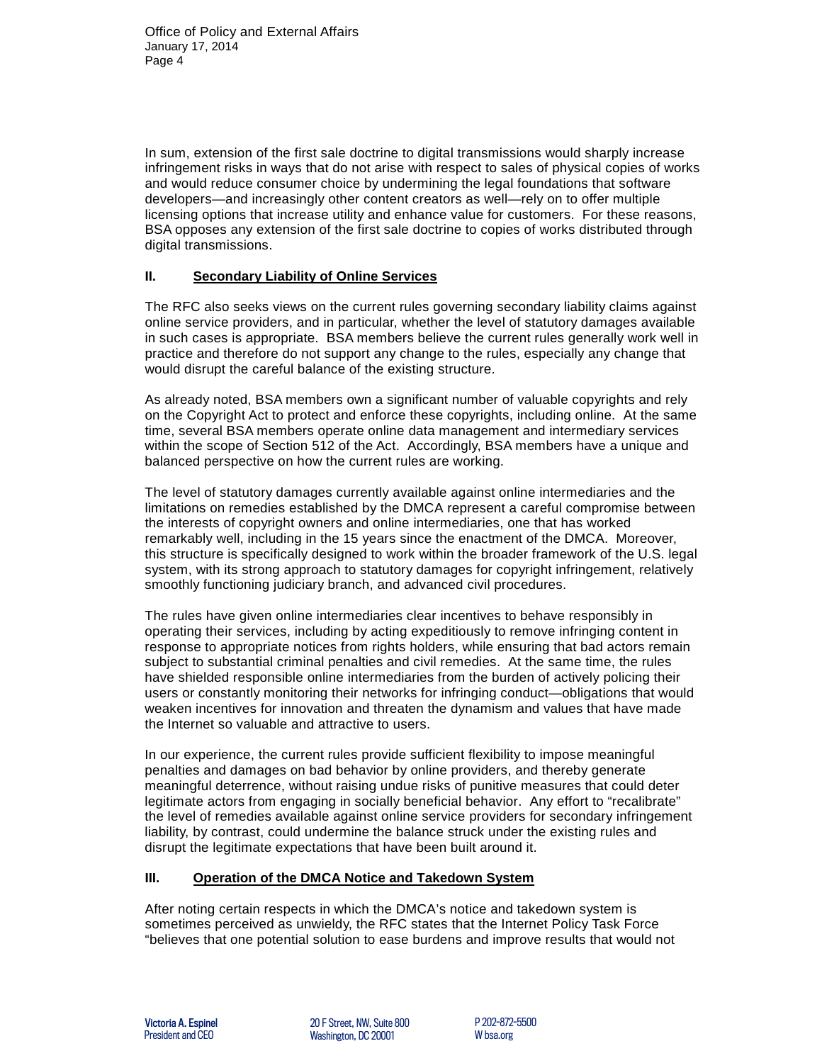In sum, extension of the first sale doctrine to digital transmissions would sharply increase infringement risks in ways that do not arise with respect to sales of physical copies of works and would reduce consumer choice by undermining the legal foundations that software developers—and increasingly other content creators as well—rely on to offer multiple licensing options that increase utility and enhance value for customers. For these reasons, BSA opposes any extension of the first sale doctrine to copies of works distributed through digital transmissions.

## II. Secondary Liability of Online Services

The RFC also seeks views on the current rules governing secondary liability claims against online service providers, and in particular, whether the level of statutory damages available in such cases is appropriate. BSA members believe the current rules generally work well in practice and therefore do not support any change to the rules, especially any change that would disrupt the careful balance of the existing structure.

As already noted, BSA members own a significant number of valuable copyrights and rely on the Copyright Act to protect and enforce these copyrights, including online. At the same time, several BSA members operate online data management and intermediary services within the scope of Section 512 of the Act. Accordingly, BSA members have a unique and balanced perspective on how the current rules are working.

The level of statutory damages currently available against online intermediaries and the limitations on remedies established by the DMCA represent a careful compromise between the interests of copyright owners and online intermediaries, one that has worked remarkably well, including in the 15 years since the enactment of the DMCA. Moreover, this structure is specifically designed to work within the broader framework of the U.S. legal system, with its strong approach to statutory damages for copyright infringement, relatively smoothly functioning judiciary branch, and advanced civil procedures.

The rules have given online intermediaries clear incentives to behave responsibly in operating their services, including by acting expeditiously to remove infringing content in response to appropriate notices from rights holders, while ensuring that bad actors remain subject to substantial criminal penalties and civil remedies. At the same time, the rules have shielded responsible online intermediaries from the burden of actively policing their users or constantly monitoring their networks for infringing conduct—obligations that would weaken incentives for innovation and threaten the dynamism and values that have made the Internet so valuable and attractive to users.

In our experience, the current rules provide sufficient flexibility to impose meaningful penalties and damages on bad behavior by online providers, and thereby generate meaningful deterrence, without raising undue risks of punitive measures that could deter legitimate actors from engaging in socially beneficial behavior. Any effort to "recalibrate" the level of remedies available against online service providers for secondary infringement liability, by contrast, could undermine the balance struck under the existing rules and disrupt the legitimate expectations that have been built around it.

## III. Operation of the DMCA Notice and Takedown System

After noting certain respects in which the DMCA's notice and takedown system is sometimes perceived as unwieldy, the RFC states that the Internet Policy Task Force "believes that one potential solution to ease burdens and improve results that would not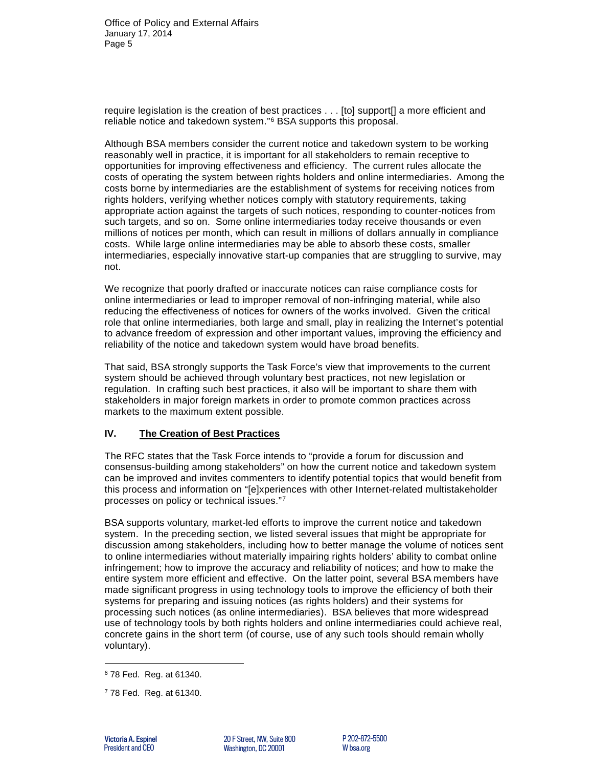require legislation is the creation of best practices . . . [to] support[] a more efficient and reliable notice and takedown system."[6] BSA supports this proposal.

Although BSA members consider the current notice and takedown system to be working reasonably well in practice, it is important for all stakeholders to remain receptive to opportunities for improving effectiveness and efficiency. The current rules allocate the costs of operating the system between rights holders and online intermediaries. Among the costs borne by intermediaries are the establishment of systems for receiving notices from rights holders, verifying whether notices comply with statutory requirements, taking appropriate action against the targets of such notices, responding to counter-notices from such targets, and so on. Some online intermediaries today receive thousands or even millions of notices per month, which can result in millions of dollars annually in compliance costs. While large online intermediaries may be able to absorb these costs, smaller intermediaries, especially innovative start-up companies that are struggling to survive, may not.

We recognize that poorly drafted or inaccurate notices can raise compliance costs for online intermediaries or lead to improper removal of non-infringing material, while also reducing the effectiveness of notices for owners of the works involved. Given the critical role that online intermediaries, both large and small, play in realizing the Internet's potential to advance freedom of expression and other important values, improving the efficiency and reliability of the notice and takedown system would have broad benefits.

That said, BSA strongly supports the Task Force's view that improvements to the current system should be achieved through voluntary best practices, not new legislation or regulation. In crafting such best practices, it also will be important to share them with stakeholders in major foreign markets in order to promote common practices across markets to the maximum extent possible.

## IV. The Creation of Best Practices

The RFC states that the Task Force intends to "provide a forum for discussion and consensus-building among stakeholders" on how the current notice and takedown system can be improved and invites commenters to identify potential topics that would benefit from this process and information on "[e]xperiences with other Internet-related multistakeholder processes on policy or technical issues."[7]

BSA supports voluntary, market-led efforts to improve the current notice and takedown system. In the preceding section, we listed several issues that might be appropriate for discussion among stakeholders, including how to better manage the volume of notices sent to online intermediaries without materially impairing rights holders' ability to combat online infringement; how to improve the accuracy and reliability of notices; and how to make the entire system more efficient and effective. On the latter point, several BSA members have made significant progress in using technology tools to improve the efficiency of both their systems for preparing and issuing notices (as rights holders) and their systems for processing such notices (as online intermediaries). BSA believes that more widespread use of technology tools by both rights holders and online intermediaries could achieve real, concrete gains in the short term (of course, use of any such tools should remain wholly voluntary).

---

[6] 78 Fed. Reg. at 61340.

[7] 78 Fed. Reg. at 61340.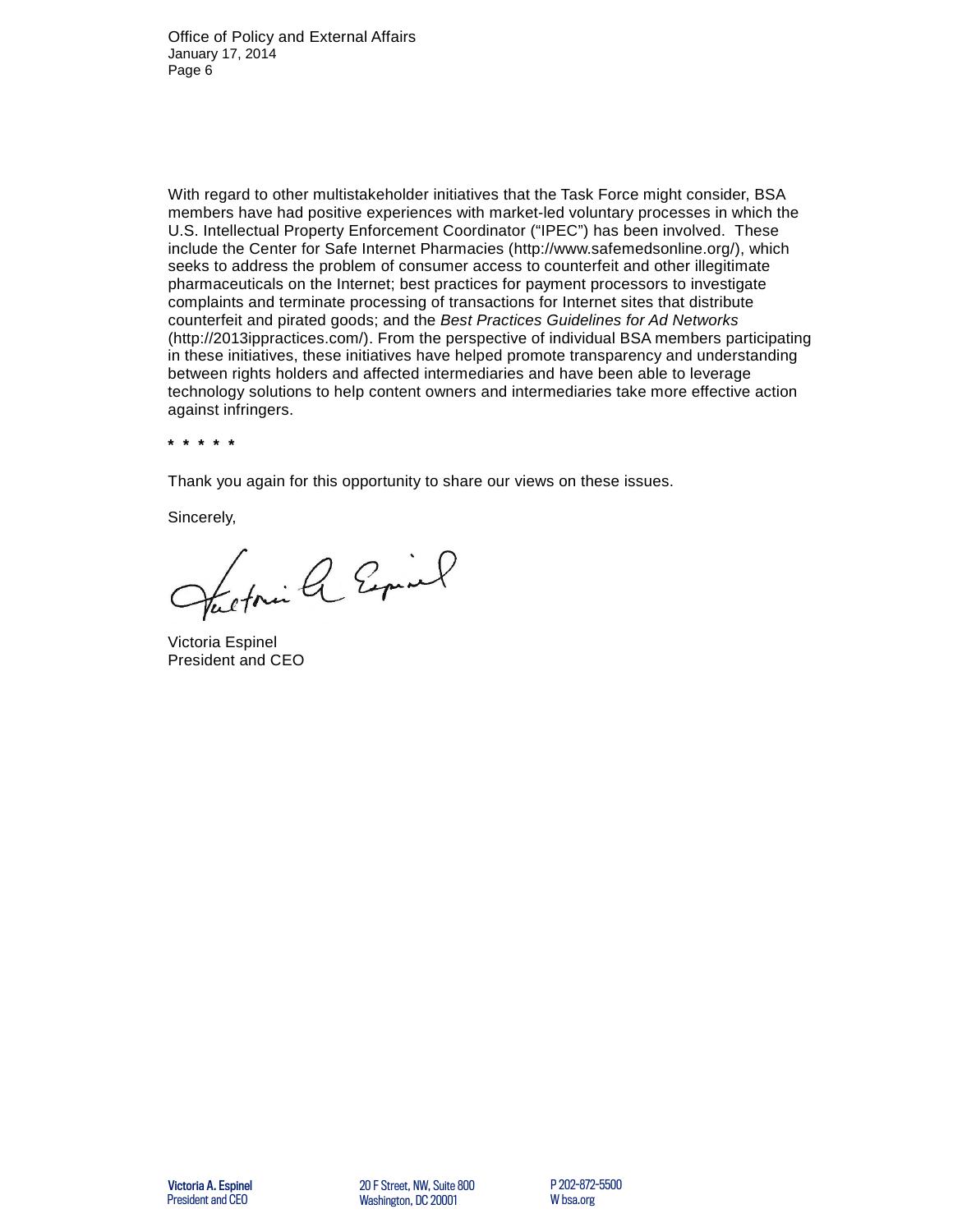With regard to other multistakeholder initiatives that the Task Force might consider, BSA members have had positive experiences with market-led voluntary processes in which the U.S. Intellectual Property Enforcement Coordinator ("IPEC") has been involved. These include the Center for Safe Internet Pharmacies (http://www.safemedsonline.org/), which seeks to address the problem of consumer access to counterfeit and other illegitimate pharmaceuticals on the Internet; best practices for payment processors to investigate complaints and terminate processing of transactions for Internet sites that distribute counterfeit and pirated goods; and the *Best Practices Guidelines for Ad Networks* (http://2013ippractices.com/). From the perspective of individual BSA members participating in these initiatives, these initiatives have helped promote transparency and understanding between rights holders and affected intermediaries and have been able to leverage technology solutions to help content owners and intermediaries take more effective action against infringers.

**\* \* \* \* \***

Thank you again for this opportunity to share our views on these issues.

Sincerely,

Victoria Espinel
President and CEO